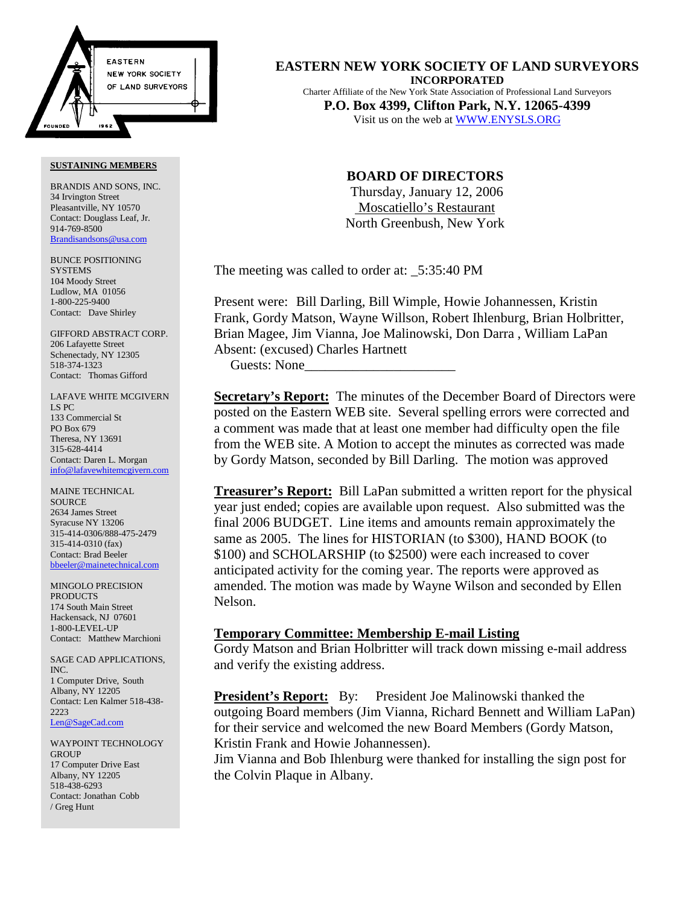# EASTERN NEW YORK SOCIETY OF LAND SURVEYORS

**INCORPORATED**

Charter Affiliate of the New York State Association of Professional Land Surveyors

**P.O. Box 4399, Clifton Park, N.Y. 12065-4399**

Visit us on the web at WWW.ENYSLS.ORG

**SUSTAINING MEMBERS**

BRANDIS AND SONS, INC.
34 Irvington Street
Pleasantville, NY 10570
Contact: Douglass Leaf, Jr.
914-769-8500
Brandisandsons@usa.com

BUNCE POSITIONING SYSTEMS
104 Moody Street
Ludlow, MA 01056
1-800-225-9400
Contact: Dave Shirley

GIFFORD ABSTRACT CORP.
206 Lafayette Street
Schenectady, NY 12305
518-374-1323
Contact: Thomas Gifford

LAFAVE WHITE MCGIVERN LS PC
133 Commercial St
PO Box 679
Theresa, NY 13691
315-628-4414
Contact: Daren L. Morgan
info@lafavewhitemcgivern.com

MAINE TECHNICAL SOURCE
2634 James Street
Syracuse NY 13206
315-414-0306/888-475-2479
315-414-0310 (fax)
Contact: Brad Beeler
bbeeler@mainetechnical.com

MINGOLO PRECISION PRODUCTS
174 South Main Street
Hackensack, NJ 07601
1-800-LEVEL-UP
Contact: Matthew Marchioni

SAGE CAD APPLICATIONS, INC.
1 Computer Drive, South
Albany, NY 12205
Contact: Len Kalmer 518-438-2223
Len@SageCad.com

WAYPOINT TECHNOLOGY GROUP
17 Computer Drive East
Albany, NY 12205
518-438-6293
Contact: Jonathan Cobb / Greg Hunt

## BOARD OF DIRECTORS

Thursday, January 12, 2006
Moscatiello's Restaurant
North Greenbush, New York

The meeting was called to order at: _5:35:40 PM

Present were: Bill Darling, Bill Wimple, Howie Johannessen, Kristin Frank, Gordy Matson, Wayne Willson, Robert Ihlenburg, Brian Holbritter, Brian Magee, Jim Vianna, Joe Malinowski, Don Darra , William LaPan
Absent: (excused) Charles Hartnett
Guests: None______________________

**Secretary's Report:** The minutes of the December Board of Directors were posted on the Eastern WEB site. Several spelling errors were corrected and a comment was made that at least one member had difficulty open the file from the WEB site. A Motion to accept the minutes as corrected was made by Gordy Matson, seconded by Bill Darling. The motion was approved

**Treasurer's Report:** Bill LaPan submitted a written report for the physical year just ended; copies are available upon request. Also submitted was the final 2006 BUDGET. Line items and amounts remain approximately the same as 2005. The lines for HISTORIAN (to $300), HAND BOOK (to $100) and SCHOLARSHIP (to $2500) were each increased to cover anticipated activity for the coming year. The reports were approved as amended. The motion was made by Wayne Wilson and seconded by Ellen Nelson.

**Temporary Committee: Membership E-mail Listing**
Gordy Matson and Brian Holbritter will track down missing e-mail address and verify the existing address.

**President's Report:** By: President Joe Malinowski thanked the outgoing Board members (Jim Vianna, Richard Bennett and William LaPan) for their service and welcomed the new Board Members (Gordy Matson, Kristin Frank and Howie Johannessen).
Jim Vianna and Bob Ihlenburg were thanked for installing the sign post for the Colvin Plaque in Albany.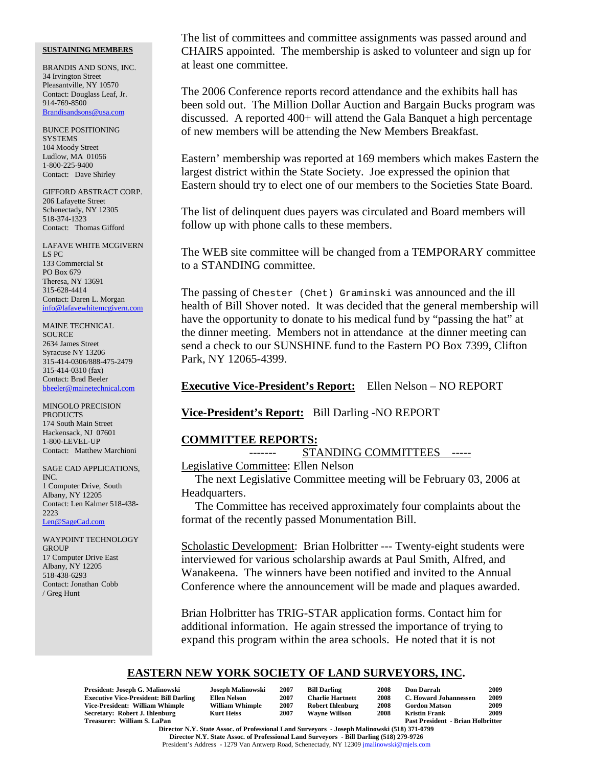The list of committees and committee assignments was passed around and CHAIRS appointed. The membership is asked to volunteer and sign up for at least one committee.

The 2006 Conference reports record attendance and the exhibits hall has been sold out. The Million Dollar Auction and Bargain Bucks program was discussed. A reported 400+ will attend the Gala Banquet a high percentage of new members will be attending the New Members Breakfast.

Eastern' membership was reported at 169 members which makes Eastern the largest district within the State Society. Joe expressed the opinion that Eastern should try to elect one of our members to the Societies State Board.

The list of delinquent dues payers was circulated and Board members will follow up with phone calls to these members.

The WEB site committee will be changed from a TEMPORARY committee to a STANDING committee.

The passing of Chester (Chet) Graminski was announced and the ill health of Bill Shover noted. It was decided that the general membership will have the opportunity to donate to his medical fund by "passing the hat" at the dinner meeting. Members not in attendance at the dinner meeting can send a check to our SUNSHINE fund to the Eastern PO Box 7399, Clifton Park, NY 12065-4399.

**Executive Vice-President's Report:** Ellen Nelson – NO REPORT

**Vice-President's Report:** Bill Darling -NO REPORT

**COMMITTEE REPORTS:**

------- STANDING COMMITTEES -----

Legislative Committee: Ellen Nelson

The next Legislative Committee meeting will be February 03, 2006 at Headquarters.

The Committee has received approximately four complaints about the format of the recently passed Monumentation Bill.

Scholastic Development: Brian Holbritter --- Twenty-eight students were interviewed for various scholarship awards at Paul Smith, Alfred, and Wanakeena. The winners have been notified and invited to the Annual Conference where the announcement will be made and plaques awarded.

Brian Holbritter has TRIG-STAR application forms. Contact him for additional information. He again stressed the importance of trying to expand this program within the area schools. He noted that it is not

**SUSTAINING MEMBERS**

BRANDIS AND SONS, INC.
34 Irvington Street
Pleasantville, NY 10570
Contact: Douglass Leaf, Jr.
914-769-8500
Brandisandsons@usa.com

BUNCE POSITIONING SYSTEMS
104 Moody Street
Ludlow, MA 01056
1-800-225-9400
Contact: Dave Shirley

GIFFORD ABSTRACT CORP.
206 Lafayette Street
Schenectady, NY 12305
518-374-1323
Contact: Thomas Gifford

LAFAVE WHITE MCGIVERN LS PC
133 Commercial St
PO Box 679
Theresa, NY 13691
315-628-4414
Contact: Daren L. Morgan
info@lafavewhitemcgivern.com

MAINE TECHNICAL SOURCE
2634 James Street
Syracuse NY 13206
315-414-0306/888-475-2479
315-414-0310 (fax)
Contact: Brad Beeler
bbeeler@mainetechnical.com

MINGOLO PRECISION PRODUCTS
174 South Main Street
Hackensack, NJ 07601
1-800-LEVEL-UP
Contact: Matthew Marchioni

SAGE CAD APPLICATIONS, INC.
1 Computer Drive, South
Albany, NY 12205
Contact: Len Kalmer 518-438-2223
Len@SageCad.com

WAYPOINT TECHNOLOGY GROUP
17 Computer Drive East
Albany, NY 12205
518-438-6293
Contact: Jonathan Cobb / Greg Hunt

**EASTERN NEW YORK SOCIETY OF LAND SURVEYORS, INC.**

| | | | | | | | |
|---|---|---|---|---|---|---|---|
| **President: Joseph G. Malinowski** | **Joseph Malinowski** | **2007** | **Bill Darling** | **2008** | **Don Darrah** | **2009** |
| **Executive Vice-President: Bill Darling** | **Ellen Nelson** | **2007** | **Charlie Hartnett** | **2008** | **C. Howard Johannessen** | **2009** |
| **Vice-President: William Whimple** | **William Whimple** | **2007** | **Robert Ihlenburg** | **2008** | **Gordon Matson** | **2009** |
| **Secretary: Robert J. Ihlenburg** | **Kurt Heiss** | **2007** | **Wayne Willson** | **2008** | **Kristin Frank** | **2009** |
| **Treasurer: William S. LaPan** | | | | | **Past President - Brian Holbritter** | |

**Director N.Y. State Assoc. of Professional Land Surveyors - Joseph Malinowski (518) 371-0799**
**Director N.Y. State Assoc. of Professional Land Surveyors - Bill Darling (518) 279-9726**
President's Address - 1279 Van Antwerp Road, Schenectady, NY 12309 jmalinowski@mjels.com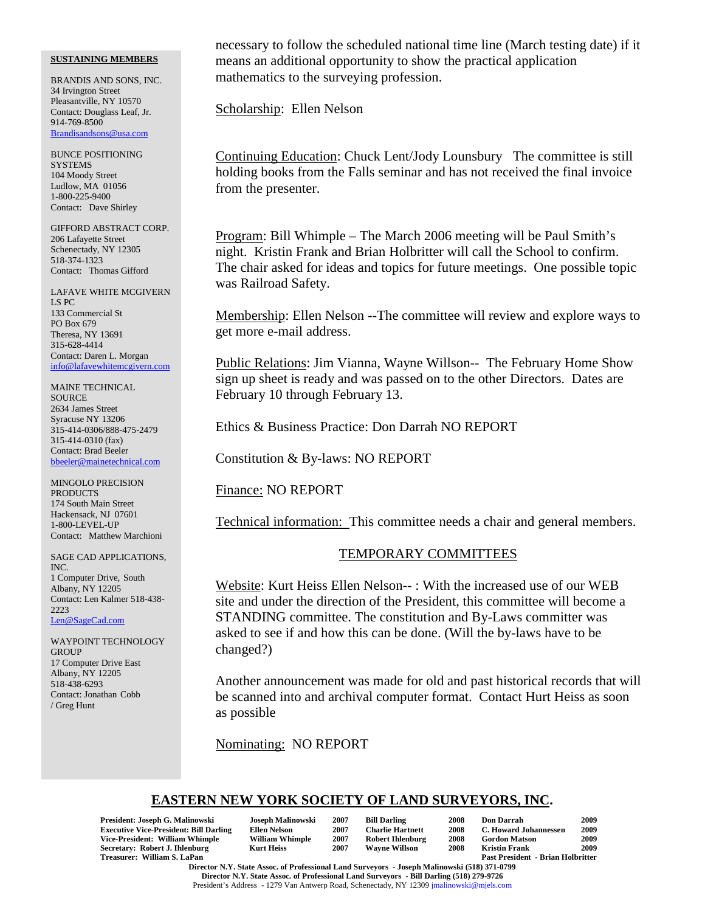necessary to follow the scheduled national time line (March testing date) if it means an additional opportunity to show the practical application mathematics to the surveying profession.

Scholarship: Ellen Nelson

Continuing Education: Chuck Lent/Jody Lounsbury The committee is still holding books from the Falls seminar and has not received the final invoice from the presenter.

Program: Bill Whimple – The March 2006 meeting will be Paul Smith's night. Kristin Frank and Brian Holbritter will call the School to confirm. The chair asked for ideas and topics for future meetings. One possible topic was Railroad Safety.

Membership: Ellen Nelson --The committee will review and explore ways to get more e-mail address.

Public Relations: Jim Vianna, Wayne Willson-- The February Home Show sign up sheet is ready and was passed on to the other Directors. Dates are February 10 through February 13.

Ethics & Business Practice: Don Darrah NO REPORT

Constitution & By-laws: NO REPORT

Finance: NO REPORT

Technical information: This committee needs a chair and general members.

## TEMPORARY COMMITTEES

Website: Kurt Heiss Ellen Nelson-- : With the increased use of our WEB site and under the direction of the President, this committee will become a STANDING committee. The constitution and By-Laws committer was asked to see if and how this can be done. (Will the by-laws have to be changed?)

Another announcement was made for old and past historical records that will be scanned into and archival computer format. Contact Hurt Heiss as soon as possible

Nominating: NO REPORT

**SUSTAINING MEMBERS**

BRANDIS AND SONS, INC.
34 Irvington Street
Pleasantville, NY 10570
Contact: Douglass Leaf, Jr.
914-769-8500
Brandisandsons@usa.com

BUNCE POSITIONING SYSTEMS
104 Moody Street
Ludlow, MA 01056
1-800-225-9400
Contact: Dave Shirley

GIFFORD ABSTRACT CORP.
206 Lafayette Street
Schenectady, NY 12305
518-374-1323
Contact: Thomas Gifford

LAFAVE WHITE MCGIVERN LS PC
133 Commercial St
PO Box 679
Theresa, NY 13691
315-628-4414
Contact: Daren L. Morgan
info@lafavewhitemcgivern.com

MAINE TECHNICAL SOURCE
2634 James Street
Syracuse NY 13206
315-414-0306/888-475-2479
315-414-0310 (fax)
Contact: Brad Beeler
bbeeler@mainetechnical.com

MINGOLO PRECISION PRODUCTS
174 South Main Street
Hackensack, NJ 07601
1-800-LEVEL-UP
Contact: Matthew Marchioni

SAGE CAD APPLICATIONS, INC.
1 Computer Drive, South
Albany, NY 12205
Contact: Len Kalmer 518-438-2223
Len@SageCad.com

WAYPOINT TECHNOLOGY GROUP
17 Computer Drive East
Albany, NY 12205
518-438-6293
Contact: Jonathan Cobb / Greg Hunt

## EASTERN NEW YORK SOCIETY OF LAND SURVEYORS, INC.

| | | | | | | |
|---|---|---|---|---|---|---|
| **President: Joseph G. Malinowski** | **Joseph Malinowski** | **2007** | **Bill Darling** | **2008** | **Don Darrah** | **2009** |
| **Executive Vice-President: Bill Darling** | **Ellen Nelson** | **2007** | **Charlie Hartnett** | **2008** | **C. Howard Johannessen** | **2009** |
| **Vice-President: William Whimple** | **William Whimple** | **2007** | **Robert Ihlenburg** | **2008** | **Gordon Matson** | **2009** |
| **Secretary: Robert J. Ihlenburg** | **Kurt Heiss** | **2007** | **Wayne Willson** | **2008** | **Kristin Frank** | **2009** |
| **Treasurer: William S. LaPan** | | | | | **Past President - Brian Holbritter** | |

**Director N.Y. State Assoc. of Professional Land Surveyors - Joseph Malinowski (518) 371-0799**
**Director N.Y. State Assoc. of Professional Land Surveyors - Bill Darling (518) 279-9726**
President's Address - 1279 Van Antwerp Road, Schenectady, NY 12309 jmalinowski@mjels.com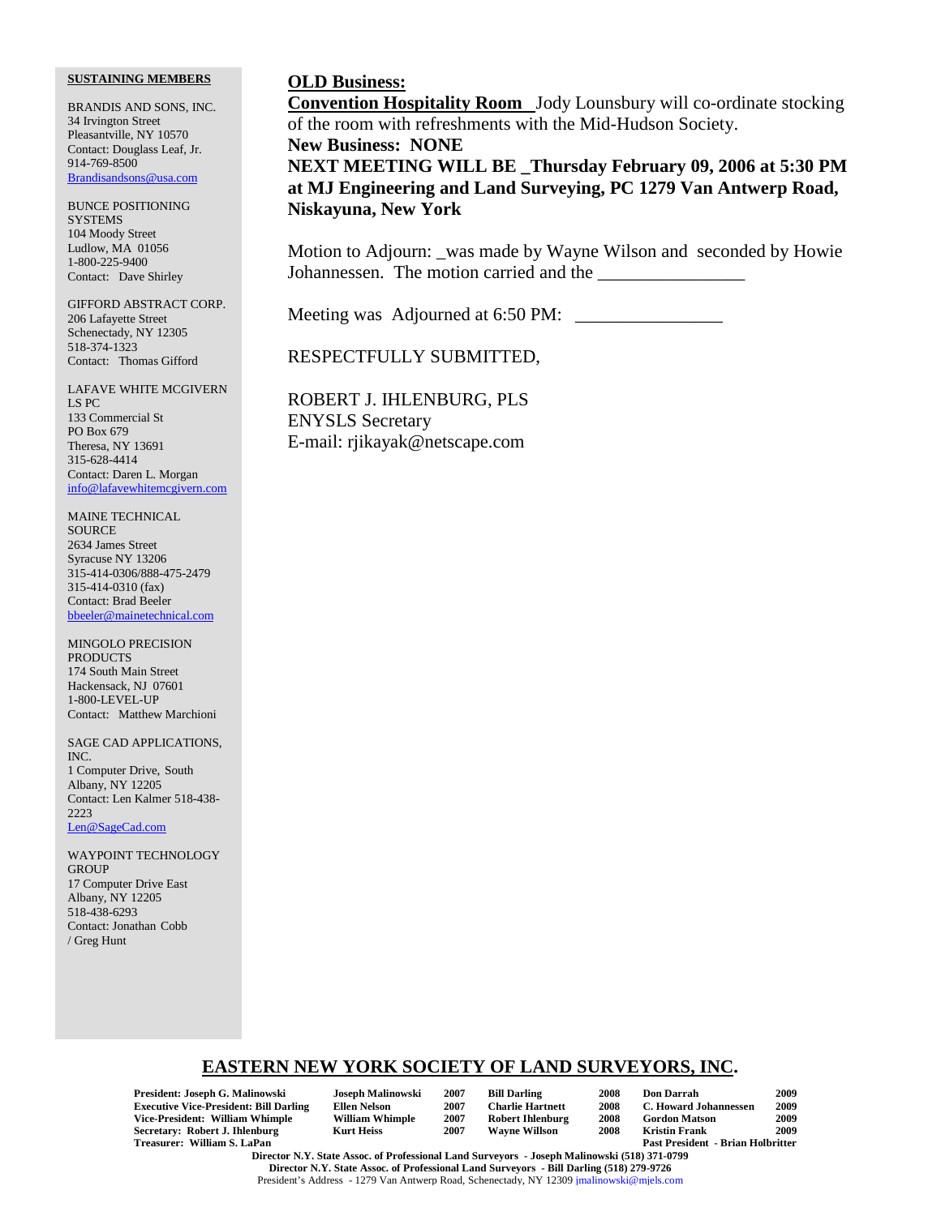**<u>OLD Business:</u>**

**<u>Convention Hospitality Room</u>** Jody Lounsbury will co-ordinate stocking of the room with refreshments with the Mid-Hudson Society.

**New Business: NONE**

**NEXT MEETING WILL BE _Thursday February 09, 2006 at 5:30 PM at MJ Engineering and Land Surveying, PC 1279 Van Antwerp Road, Niskayuna, New York**

Motion to Adjourn: _was made by Wayne Wilson and seconded by Howie Johannessen. The motion carried and the ________________

Meeting was Adjourned at 6:50 PM: ________________

RESPECTFULLY SUBMITTED,

ROBERT J. IHLENBURG, PLS
ENYSLS Secretary
E-mail: rjikayak@netscape.com

**<u>SUSTAINING MEMBERS</u>**

BRANDIS AND SONS, INC.
34 Irvington Street
Pleasantville, NY 10570
Contact: Douglass Leaf, Jr.
914-769-8500
Brandisandsons@usa.com

BUNCE POSITIONING SYSTEMS
104 Moody Street
Ludlow, MA 01056
1-800-225-9400
Contact: Dave Shirley

GIFFORD ABSTRACT CORP.
206 Lafayette Street
Schenectady, NY 12305
518-374-1323
Contact: Thomas Gifford

LAFAVE WHITE MCGIVERN LS PC
133 Commercial St
PO Box 679
Theresa, NY 13691
315-628-4414
Contact: Daren L. Morgan
info@lafavewhitemcgivern.com

MAINE TECHNICAL SOURCE
2634 James Street
Syracuse NY 13206
315-414-0306/888-475-2479
315-414-0310 (fax)
Contact: Brad Beeler
bbeeler@mainetechnical.com

MINGOLO PRECISION PRODUCTS
174 South Main Street
Hackensack, NJ 07601
1-800-LEVEL-UP
Contact: Matthew Marchioni

SAGE CAD APPLICATIONS, INC.
1 Computer Drive, South
Albany, NY 12205
Contact: Len Kalmer 518-438-2223
Len@SageCad.com

WAYPOINT TECHNOLOGY GROUP
17 Computer Drive East
Albany, NY 12205
518-438-6293
Contact: Jonathan Cobb / Greg Hunt

## <u>EASTERN NEW YORK SOCIETY OF LAND SURVEYORS, INC.</u>

| | | | | | | | |
|---|---|---|---|---|---|---|---|
| **President: Joseph G. Malinowski** | **Joseph Malinowski** | **2007** | **Bill Darling** | **2008** | **Don Darrah** | **2009** |
| **Executive Vice-President: Bill Darling** | **Ellen Nelson** | **2007** | **Charlie Hartnett** | **2008** | **C. Howard Johannessen** | **2009** |
| **Vice-President: William Whimple** | **William Whimple** | **2007** | **Robert Ihlenburg** | **2008** | **Gordon Matson** | **2009** |
| **Secretary: Robert J. Ihlenburg** | **Kurt Heiss** | **2007** | **Wayne Willson** | **2008** | **Kristin Frank** | **2009** |
| **Treasurer: William S. LaPan** | | | | | **Past President - Brian Holbritter** | |

**Director N.Y. State Assoc. of Professional Land Surveyors - Joseph Malinowski (518) 371-0799**
**Director N.Y. State Assoc. of Professional Land Surveyors - Bill Darling (518) 279-9726**
President's Address - 1279 Van Antwerp Road, Schenectady, NY 12309 jmalinowski@mjels.com